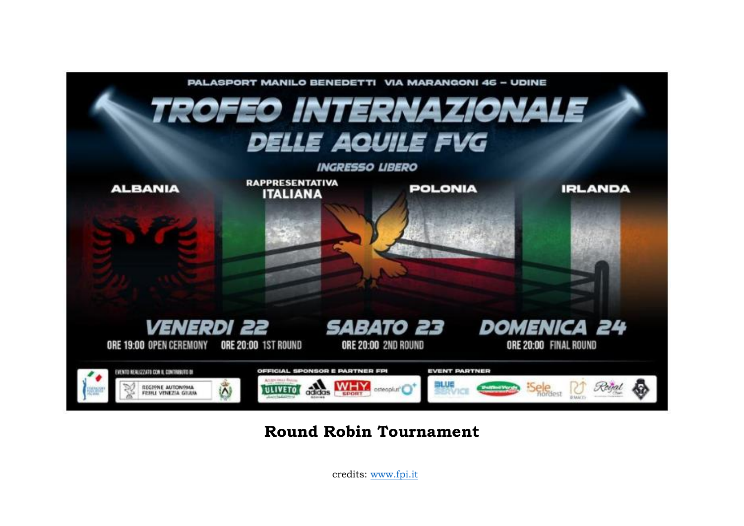PALASPORT MANILO BENEDETTI VIA MARANGONI 46 – UDINE

# TROFEO INTERNAZIONALE DELLE AQUILE FVG

INGRESSO LIBERO

ALBANIA — RAPPRESENTATIVA ITALIANA — POLONIA — IRLANDA

**VENERDI 22**
ORE 19:00 OPEN CEREMONY
ORE 20:00 1ST ROUND

**SABATO 23**
ORE 20:00 2ND ROUND

**DOMENICA 24**
ORE 20:00 FINAL ROUND

EVENTO REALIZZATO CON IL CONTRIBUTO DI: REGIONE AUTONOMA FRIULI VENEZIA GIULIA

OFFICIAL SPONSOR E PARTNER FPI: ULIVETO, adidas, WHY SPORT, osteoplus

EVENT PARTNER: BLUE SERVICE, Sele nordest, Royal

## Round Robin Tournament

credits: [www.fpi.it](http://www.fpi.it)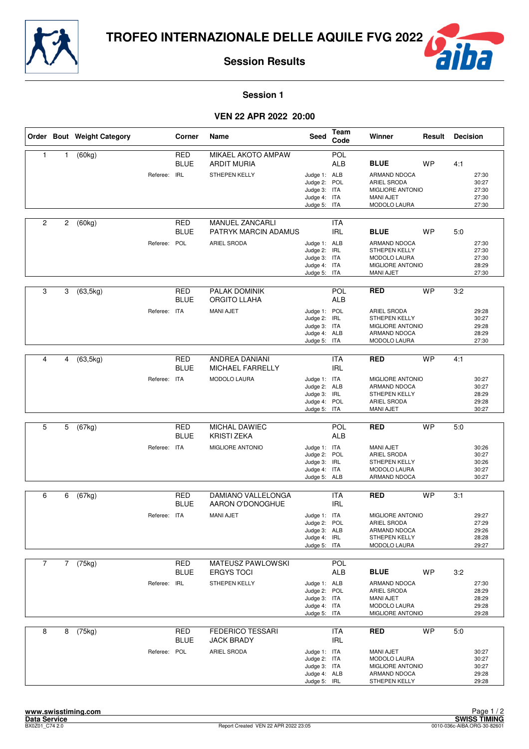# TROFEO INTERNAZIONALE DELLE AQUILE FVG 2022

## Session Results

### Session 1

### VEN 22 APR 2022 20:00

| Order | Bout | Weight Category | Corner | Name | Seed | Team Code | Winner | Result | Decision |
|---|---|---|---|---|---|---|---|---|---|
| 1 | 1 | (60kg) | RED | MIKAEL AKOTO AMPAW | | POL | | | |
| | | | BLUE | ARDIT MURIA | | ALB | **BLUE** | WP | 4:1 |
| | | Referee: IRL | | STHEPEN KELLY | Judge 1: | ALB | ARMAND NDOCA | | 27:30 |
| | | | | | Judge 2: | POL | ARIEL SRODA | | 30:27 |
| | | | | | Judge 3: | ITA | MIGLIORE ANTONIO | | 27:30 |
| | | | | | Judge 4: | ITA | MANI AJET | | 27:30 |
| | | | | | Judge 5: | ITA | MODOLO LAURA | | 27:30 |
| 2 | 2 | (60kg) | RED | MANUEL ZANCARLI | | ITA | | | |
| | | | BLUE | PATRYK MARCIN ADAMUS | | IRL | **BLUE** | WP | 5:0 |
| | | Referee: POL | | ARIEL SRODA | Judge 1: | ALB | ARMAND NDOCA | | 27:30 |
| | | | | | Judge 2: | IRL | STHEPEN KELLY | | 27:30 |
| | | | | | Judge 3: | ITA | MODOLO LAURA | | 27:30 |
| | | | | | Judge 4: | ITA | MIGLIORE ANTONIO | | 28:29 |
| | | | | | Judge 5: | ITA | MANI AJET | | 27:30 |
| 3 | 3 | (63,5kg) | RED | PALAK DOMINIK | | POL | **RED** | WP | 3:2 |
| | | | BLUE | ORGITO LLAHA | | ALB | | | |
| | | Referee: ITA | | MANI AJET | Judge 1: | POL | ARIEL SRODA | | 29:28 |
| | | | | | Judge 2: | IRL | STHEPEN KELLY | | 30:27 |
| | | | | | Judge 3: | ITA | MIGLIORE ANTONIO | | 29:28 |
| | | | | | Judge 4: | ALB | ARMAND NDOCA | | 28:29 |
| | | | | | Judge 5: | ITA | MODOLO LAURA | | 27:30 |
| 4 | 4 | (63,5kg) | RED | ANDREA DANIANI | | ITA | **RED** | WP | 4:1 |
| | | | BLUE | MICHAEL FARRELLY | | IRL | | | |
| | | Referee: ITA | | MODOLO LAURA | Judge 1: | ITA | MIGLIORE ANTONIO | | 30:27 |
| | | | | | Judge 2: | ALB | ARMAND NDOCA | | 30:27 |
| | | | | | Judge 3: | IRL | STHEPEN KELLY | | 28:29 |
| | | | | | Judge 4: | POL | ARIEL SRODA | | 29:28 |
| | | | | | Judge 5: | ITA | MANI AJET | | 30:27 |
| 5 | 5 | (67kg) | RED | MICHAL DAWIEC | | POL | **RED** | WP | 5:0 |
| | | | BLUE | KRISTI ZEKA | | ALB | | | |
| | | Referee: ITA | | MIGLIORE ANTONIO | Judge 1: | ITA | MANI AJET | | 30:26 |
| | | | | | Judge 2: | POL | ARIEL SRODA | | 30:27 |
| | | | | | Judge 3: | IRL | STHEPEN KELLY | | 30:26 |
| | | | | | Judge 4: | ITA | MODOLO LAURA | | 30:27 |
| | | | | | Judge 5: | ALB | ARMAND NDOCA | | 30:27 |
| 6 | 6 | (67kg) | RED | DAMIANO VALLELONGA | | ITA | **RED** | WP | 3:1 |
| | | | BLUE | AARON O'DONOGHUE | | IRL | | | |
| | | Referee: ITA | | MANI AJET | Judge 1: | ITA | MIGLIORE ANTONIO | | 29:27 |
| | | | | | Judge 2: | POL | ARIEL SRODA | | 27:29 |
| | | | | | Judge 3: | ALB | ARMAND NDOCA | | 29:26 |
| | | | | | Judge 4: | IRL | STHEPEN KELLY | | 28:28 |
| | | | | | Judge 5: | ITA | MODOLO LAURA | | 29:27 |
| 7 | 7 | (75kg) | RED | MATEUSZ PAWLOWSKI | | POL | | | |
| | | | BLUE | ERGYS TOCI | | ALB | **BLUE** | WP | 3:2 |
| | | Referee: IRL | | STHEPEN KELLY | Judge 1: | ALB | ARMAND NDOCA | | 27:30 |
| | | | | | Judge 2: | POL | ARIEL SRODA | | 28:29 |
| | | | | | Judge 3: | ITA | MANI AJET | | 28:29 |
| | | | | | Judge 4: | ITA | MODOLO LAURA | | 29:28 |
| | | | | | Judge 5: | ITA | MIGLIORE ANTONIO | | 29:28 |
| 8 | 8 | (75kg) | RED | FEDERICO TESSARI | | ITA | **RED** | WP | 5:0 |
| | | | BLUE | JACK BRADY | | IRL | | | |
| | | Referee: POL | | ARIEL SRODA | Judge 1: | ITA | MANI AJET | | 30:27 |
| | | | | | Judge 2: | ITA | MODOLO LAURA | | 30:27 |
| | | | | | Judge 3: | ITA | MIGLIORE ANTONIO | | 30:27 |
| | | | | | Judge 4: | ALB | ARMAND NDOCA | | 29:28 |
| | | | | | Judge 5: | IRL | STHEPEN KELLY | | 29:28 |

www.swisstiming.com
Data Service
BX0Z01_C74 2.0

Report Created VEN 22 APR 2022 23:05

SWISS TIMING
0010-036c-AIBA.ORG-30-82601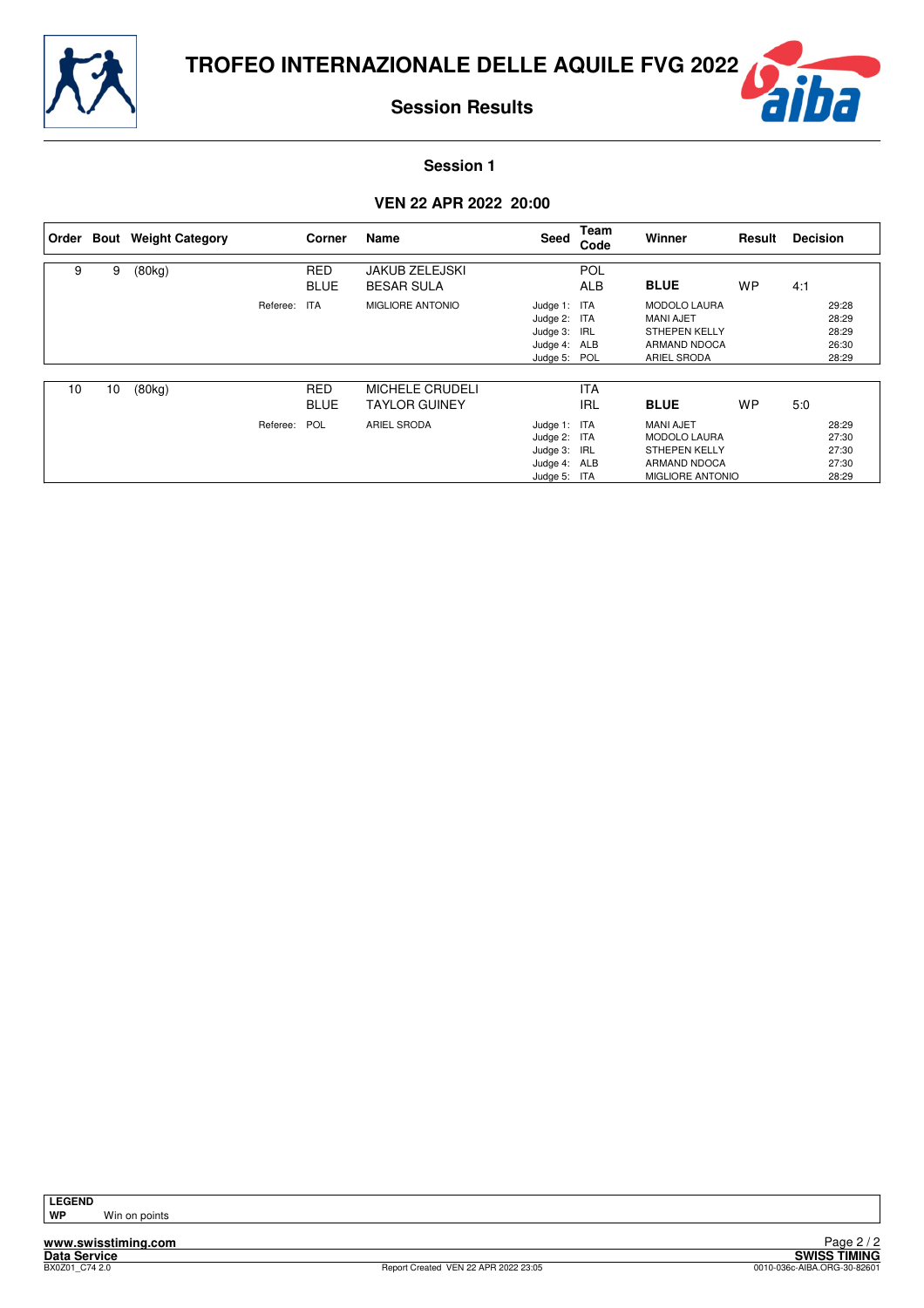# TROFEO INTERNAZIONALE DELLE AQUILE FVG 2022

## Session Results

### Session 1

### VEN 22 APR 2022 20:00

| Order | Bout | Weight Category | | Corner | Name | Seed | Team Code | Winner | Result | Decision |
|---|---|---|---|---|---|---|---|---|---|---|
| 9 | 9 | (80kg) | | RED | JAKUB ZELEJSKI | | POL | | | |
| | | | | BLUE | BESAR SULA | | ALB | **BLUE** | WP | 4:1 |
| | | | Referee: | ITA | MIGLIORE ANTONIO | Judge 1: | ITA | MODOLO LAURA | | 29:28 |
| | | | | | | Judge 2: | ITA | MANI AJET | | 28:29 |
| | | | | | | Judge 3: | IRL | STHEPEN KELLY | | 28:29 |
| | | | | | | Judge 4: | ALB | ARMAND NDOCA | | 26:30 |
| | | | | | | Judge 5: | POL | ARIEL SRODA | | 28:29 |
| 10 | 10 | (80kg) | | RED | MICHELE CRUDELI | | ITA | | | |
| | | | | BLUE | TAYLOR GUINEY | | IRL | **BLUE** | WP | 5:0 |
| | | | Referee: | POL | ARIEL SRODA | Judge 1: | ITA | MANI AJET | | 28:29 |
| | | | | | | Judge 2: | ITA | MODOLO LAURA | | 27:30 |
| | | | | | | Judge 3: | IRL | STHEPEN KELLY | | 27:30 |
| | | | | | | Judge 4: | ALB | ARMAND NDOCA | | 27:30 |
| | | | | | | Judge 5: | ITA | MIGLIORE ANTONIO | | 28:29 |

**LEGEND**
**WP** Win on points

www.swisstiming.com
Data Service
BX0Z01_C74 2.0
Report Created VEN 22 APR 2022 23:05
SWISS TIMING
0010-036c-AIBA.ORG-30-82601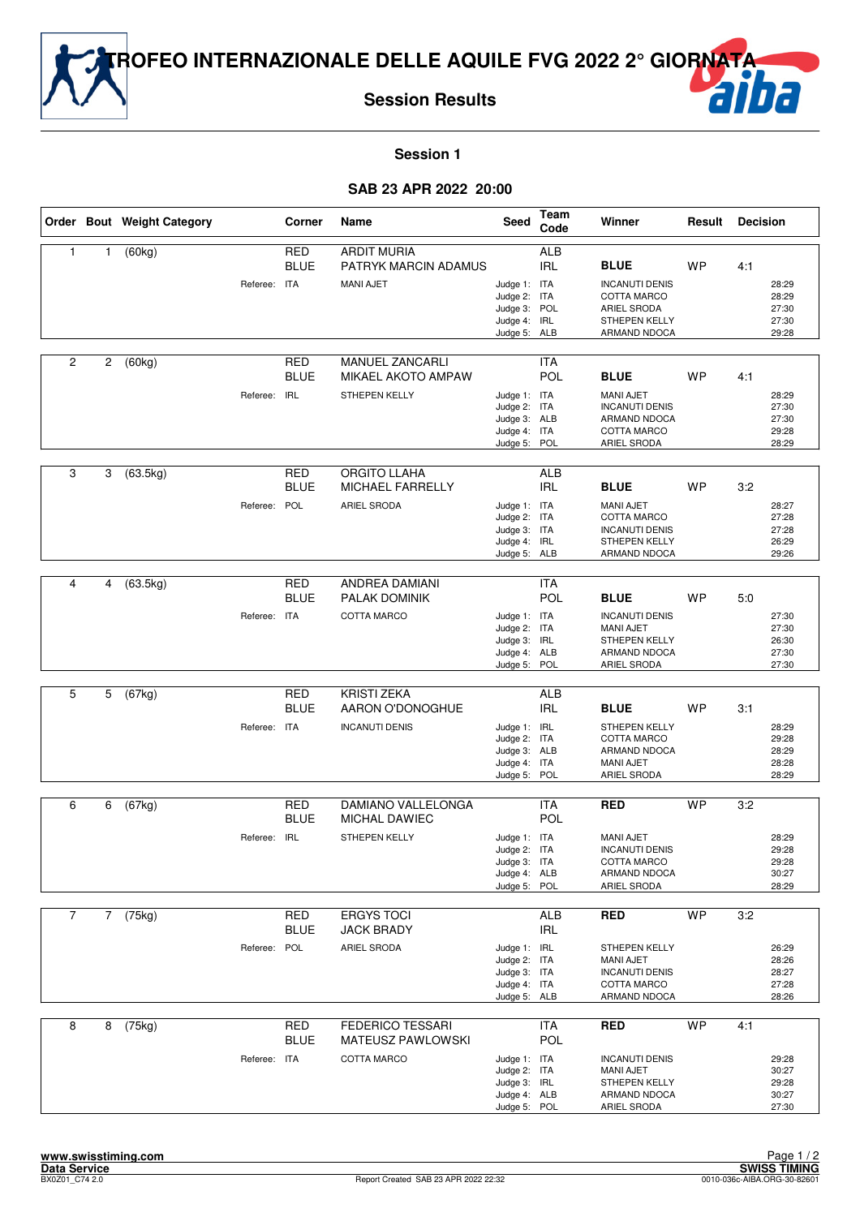# TROFEO INTERNAZIONALE DELLE AQUILE FVG 2022 2° GIORNATA

## Session Results

### Session 1

### SAB 23 APR 2022 20:00

| Order | Bout | Weight Category | Corner | Name | Seed | Team Code | Winner | Result | Decision |
|---|---|---|---|---|---|---|---|---|---|
| 1 | 1 | (60kg) | RED | ARDIT MURIA | | ALB | | | |
| | | | BLUE | PATRYK MARCIN ADAMUS | | IRL | **BLUE** | WP | 4:1 |
| | | Referee: ITA | | MANI AJET | Judge 1: | ITA | INCANUTI DENIS | | 28:29 |
| | | | | | Judge 2: | ITA | COTTA MARCO | | 28:29 |
| | | | | | Judge 3: | POL | ARIEL SRODA | | 27:30 |
| | | | | | Judge 4: | IRL | STHEPEN KELLY | | 27:30 |
| | | | | | Judge 5: | ALB | ARMAND NDOCA | | 29:28 |
| 2 | 2 | (60kg) | RED | MANUEL ZANCARLI | | ITA | | | |
| | | | BLUE | MIKAEL AKOTO AMPAW | | POL | **BLUE** | WP | 4:1 |
| | | Referee: IRL | | STHEPEN KELLY | Judge 1: | ITA | MANI AJET | | 28:29 |
| | | | | | Judge 2: | ITA | INCANUTI DENIS | | 27:30 |
| | | | | | Judge 3: | ALB | ARMAND NDOCA | | 27:30 |
| | | | | | Judge 4: | ITA | COTTA MARCO | | 29:28 |
| | | | | | Judge 5: | POL | ARIEL SRODA | | 28:29 |
| 3 | 3 | (63.5kg) | RED | ORGITO LLAHA | | ALB | | | |
| | | | BLUE | MICHAEL FARRELLY | | IRL | **BLUE** | WP | 3:2 |
| | | Referee: POL | | ARIEL SRODA | Judge 1: | ITA | MANI AJET | | 28:27 |
| | | | | | Judge 2: | ITA | COTTA MARCO | | 27:28 |
| | | | | | Judge 3: | ITA | INCANUTI DENIS | | 27:28 |
| | | | | | Judge 4: | IRL | STHEPEN KELLY | | 26:29 |
| | | | | | Judge 5: | ALB | ARMAND NDOCA | | 29:26 |
| 4 | 4 | (63.5kg) | RED | ANDREA DAMIANI | | ITA | | | |
| | | | BLUE | PALAK DOMINIK | | POL | **BLUE** | WP | 5:0 |
| | | Referee: ITA | | COTTA MARCO | Judge 1: | ITA | INCANUTI DENIS | | 27:30 |
| | | | | | Judge 2: | ITA | MANI AJET | | 27:30 |
| | | | | | Judge 3: | IRL | STHEPEN KELLY | | 26:30 |
| | | | | | Judge 4: | ALB | ARMAND NDOCA | | 27:30 |
| | | | | | Judge 5: | POL | ARIEL SRODA | | 27:30 |
| 5 | 5 | (67kg) | RED | KRISTI ZEKA | | ALB | | | |
| | | | BLUE | AARON O'DONOGHUE | | IRL | **BLUE** | WP | 3:1 |
| | | Referee: ITA | | INCANUTI DENIS | Judge 1: | IRL | STHEPEN KELLY | | 28:29 |
| | | | | | Judge 2: | ITA | COTTA MARCO | | 29:28 |
| | | | | | Judge 3: | ALB | ARMAND NDOCA | | 28:29 |
| | | | | | Judge 4: | ITA | MANI AJET | | 28:28 |
| | | | | | Judge 5: | POL | ARIEL SRODA | | 28:29 |
| 6 | 6 | (67kg) | RED | DAMIANO VALLELONGA | | ITA | **RED** | WP | 3:2 |
| | | | BLUE | MICHAL DAWIEC | | POL | | | |
| | | Referee: IRL | | STHEPEN KELLY | Judge 1: | ITA | MANI AJET | | 28:29 |
| | | | | | Judge 2: | ITA | INCANUTI DENIS | | 29:28 |
| | | | | | Judge 3: | ITA | COTTA MARCO | | 29:28 |
| | | | | | Judge 4: | ALB | ARMAND NDOCA | | 30:27 |
| | | | | | Judge 5: | POL | ARIEL SRODA | | 28:29 |
| 7 | 7 | (75kg) | RED | ERGYS TOCI | | ALB | **RED** | WP | 3:2 |
| | | | BLUE | JACK BRADY | | IRL | | | |
| | | Referee: POL | | ARIEL SRODA | Judge 1: | IRL | STHEPEN KELLY | | 26:29 |
| | | | | | Judge 2: | ITA | MANI AJET | | 28:26 |
| | | | | | Judge 3: | ITA | INCANUTI DENIS | | 28:27 |
| | | | | | Judge 4: | ITA | COTTA MARCO | | 27:28 |
| | | | | | Judge 5: | ALB | ARMAND NDOCA | | 28:26 |
| 8 | 8 | (75kg) | RED | FEDERICO TESSARI | | ITA | **RED** | WP | 4:1 |
| | | | BLUE | MATEUSZ PAWLOWSKI | | POL | | | |
| | | Referee: ITA | | COTTA MARCO | Judge 1: | ITA | INCANUTI DENIS | | 29:28 |
| | | | | | Judge 2: | ITA | MANI AJET | | 30:27 |
| | | | | | Judge 3: | IRL | STHEPEN KELLY | | 29:28 |
| | | | | | Judge 4: | ALB | ARMAND NDOCA | | 30:27 |
| | | | | | Judge 5: | POL | ARIEL SRODA | | 27:30 |

www.swisstiming.com
Data Service
BX0Z01_C74 2.0

Report Created SAB 23 APR 2022 22:32

SWISS TIMING
0010-036c-AIBA.ORG-30-82601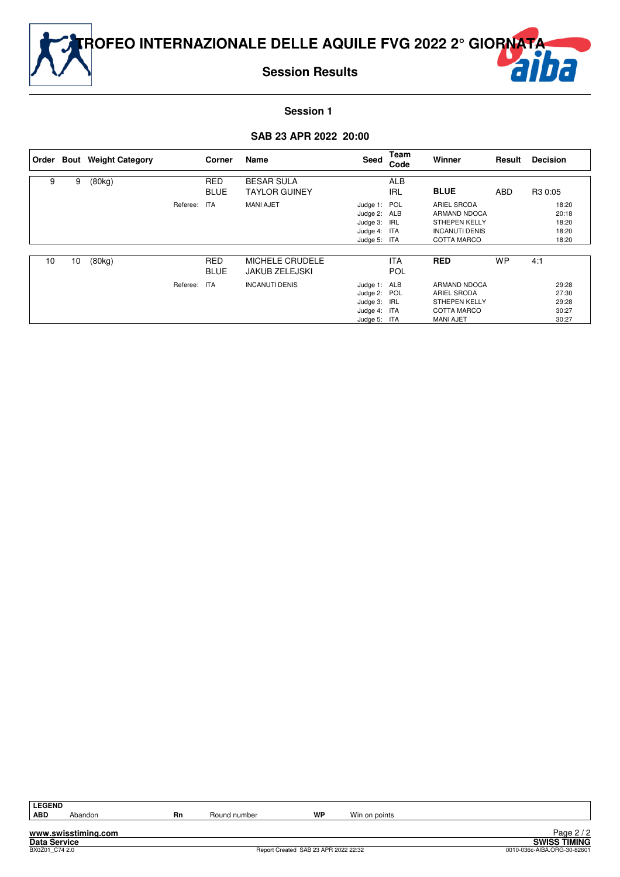# TROFEO INTERNAZIONALE DELLE AQUILE FVG 2022 2° GIORNATA

## Session Results

### Session 1

### SAB 23 APR 2022 20:00

| Order | Bout | Weight Category | Corner | Name | Seed | Team Code | Winner | Result | Decision |
|---|---|---|---|---|---|---|---|---|---|
| 9 | 9 | (80kg) | RED | BESAR SULA | | ALB | | | |
| | | | BLUE | TAYLOR GUINEY | | IRL | **BLUE** | ABD | R3 0:05 |
| | | Referee: | ITA | MANI AJET | Judge 1: | POL | ARIEL SRODA | | 18:20 |
| | | | | | Judge 2: | ALB | ARMAND NDOCA | | 20:18 |
| | | | | | Judge 3: | IRL | STHEPEN KELLY | | 18:20 |
| | | | | | Judge 4: | ITA | INCANUTI DENIS | | 18:20 |
| | | | | | Judge 5: | ITA | COTTA MARCO | | 18:20 |
| 10 | 10 | (80kg) | RED | MICHELE CRUDELE | | ITA | **RED** | WP | 4:1 |
| | | | BLUE | JAKUB ZELEJSKI | | POL | | | |
| | | Referee: | ITA | INCANUTI DENIS | Judge 1: | ALB | ARMAND NDOCA | | 29:28 |
| | | | | | Judge 2: | POL | ARIEL SRODA | | 27:30 |
| | | | | | Judge 3: | IRL | STHEPEN KELLY | | 29:28 |
| | | | | | Judge 4: | ITA | COTTA MARCO | | 30:27 |
| | | | | | Judge 5: | ITA | MANI AJET | | 30:27 |

| LEGEND | | | | | |
|---|---|---|---|---|---|
| ABD | Abandon | Rn | Round number | WP | Win on points |

www.swisstiming.com
Data Service
BX0Z01_C74 2.0

Report Created SAB 23 APR 2022 22:32

SWISS TIMING
0010-036c-AIBA.ORG-30-82601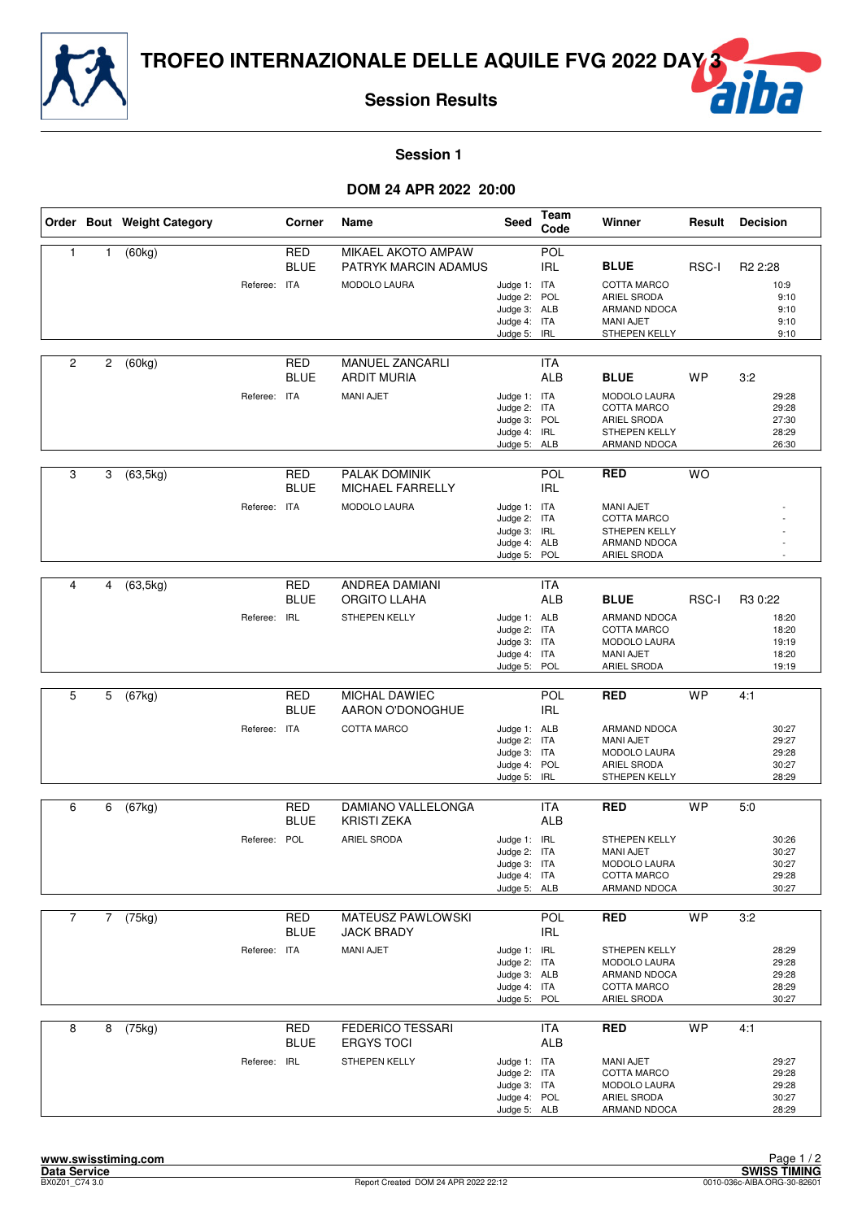# TROFEO INTERNAZIONALE DELLE AQUILE FVG 2022 DAY 3

## Session Results

### Session 1

### DOM 24 APR 2022 20:00

| Order | Bout | Weight Category | Corner | Name | Seed | Team Code | Winner | Result | Decision |
|---|---|---|---|---|---|---|---|---|---|
| 1 | 1 | (60kg) | RED | MIKAEL AKOTO AMPAW | | POL | | | |
| | | | BLUE | PATRYK MARCIN ADAMUS | | IRL | **BLUE** | RSC-I | R2 2:28 |
| | | Referee: | ITA | MODOLO LAURA | Judge 1: | ITA | COTTA MARCO | | 10:9 |
| | | | | | Judge 2: | POL | ARIEL SRODA | | 9:10 |
| | | | | | Judge 3: | ALB | ARMAND NDOCA | | 9:10 |
| | | | | | Judge 4: | ITA | MANI AJET | | 9:10 |
| | | | | | Judge 5: | IRL | STHEPEN KELLY | | 9:10 |
| 2 | 2 | (60kg) | RED | MANUEL ZANCARLI | | ITA | | | |
| | | | BLUE | ARDIT MURIA | | ALB | **BLUE** | WP | 3:2 |
| | | Referee: | ITA | MANI AJET | Judge 1: | ITA | MODOLO LAURA | | 29:28 |
| | | | | | Judge 2: | ITA | COTTA MARCO | | 29:28 |
| | | | | | Judge 3: | POL | ARIEL SRODA | | 27:30 |
| | | | | | Judge 4: | IRL | STHEPEN KELLY | | 28:29 |
| | | | | | Judge 5: | ALB | ARMAND NDOCA | | 26:30 |
| 3 | 3 | (63,5kg) | RED | PALAK DOMINIK | | POL | **RED** | WO | |
| | | | BLUE | MICHAEL FARRELLY | | IRL | | | |
| | | Referee: | ITA | MODOLO LAURA | Judge 1: | ITA | MANI AJET | | - |
| | | | | | Judge 2: | ITA | COTTA MARCO | | - |
| | | | | | Judge 3: | IRL | STHEPEN KELLY | | - |
| | | | | | Judge 4: | ALB | ARMAND NDOCA | | - |
| | | | | | Judge 5: | POL | ARIEL SRODA | | - |
| 4 | 4 | (63,5kg) | RED | ANDREA DAMIANI | | ITA | | | |
| | | | BLUE | ORGITO LLAHA | | ALB | **BLUE** | RSC-I | R3 0:22 |
| | | Referee: | IRL | STHEPEN KELLY | Judge 1: | ALB | ARMAND NDOCA | | 18:20 |
| | | | | | Judge 2: | ITA | COTTA MARCO | | 18:20 |
| | | | | | Judge 3: | ITA | MODOLO LAURA | | 19:19 |
| | | | | | Judge 4: | ITA | MANI AJET | | 18:20 |
| | | | | | Judge 5: | POL | ARIEL SRODA | | 19:19 |
| 5 | 5 | (67kg) | RED | MICHAL DAWIEC | | POL | **RED** | WP | 4:1 |
| | | | BLUE | AARON O'DONOGHUE | | IRL | | | |
| | | Referee: | ITA | COTTA MARCO | Judge 1: | ALB | ARMAND NDOCA | | 30:27 |
| | | | | | Judge 2: | ITA | MANI AJET | | 29:27 |
| | | | | | Judge 3: | ITA | MODOLO LAURA | | 29:28 |
| | | | | | Judge 4: | POL | ARIEL SRODA | | 30:27 |
| | | | | | Judge 5: | IRL | STHEPEN KELLY | | 28:29 |
| 6 | 6 | (67kg) | RED | DAMIANO VALLELONGA | | ITA | **RED** | WP | 5:0 |
| | | | BLUE | KRISTI ZEKA | | ALB | | | |
| | | Referee: | POL | ARIEL SRODA | Judge 1: | IRL | STHEPEN KELLY | | 30:26 |
| | | | | | Judge 2: | ITA | MANI AJET | | 30:27 |
| | | | | | Judge 3: | ITA | MODOLO LAURA | | 30:27 |
| | | | | | Judge 4: | ITA | COTTA MARCO | | 29:28 |
| | | | | | Judge 5: | ALB | ARMAND NDOCA | | 30:27 |
| 7 | 7 | (75kg) | RED | MATEUSZ PAWLOWSKI | | POL | **RED** | WP | 3:2 |
| | | | BLUE | JACK BRADY | | IRL | | | |
| | | Referee: | ITA | MANI AJET | Judge 1: | IRL | STHEPEN KELLY | | 28:29 |
| | | | | | Judge 2: | ITA | MODOLO LAURA | | 29:28 |
| | | | | | Judge 3: | ALB | ARMAND NDOCA | | 29:28 |
| | | | | | Judge 4: | ITA | COTTA MARCO | | 28:29 |
| | | | | | Judge 5: | POL | ARIEL SRODA | | 30:27 |
| 8 | 8 | (75kg) | RED | FEDERICO TESSARI | | ITA | **RED** | WP | 4:1 |
| | | | BLUE | ERGYS TOCI | | ALB | | | |
| | | Referee: | IRL | STHEPEN KELLY | Judge 1: | ITA | MANI AJET | | 29:27 |
| | | | | | Judge 2: | ITA | COTTA MARCO | | 29:28 |
| | | | | | Judge 3: | ITA | MODOLO LAURA | | 29:28 |
| | | | | | Judge 4: | POL | ARIEL SRODA | | 30:27 |
| | | | | | Judge 5: | ALB | ARMAND NDOCA | | 28:29 |

www.swisstiming.com
Data Service
BX0Z01_C74 3.0

Report Created DOM 24 APR 2022 22:12

SWISS TIMING
0010-036c-AIBA.ORG-30-82601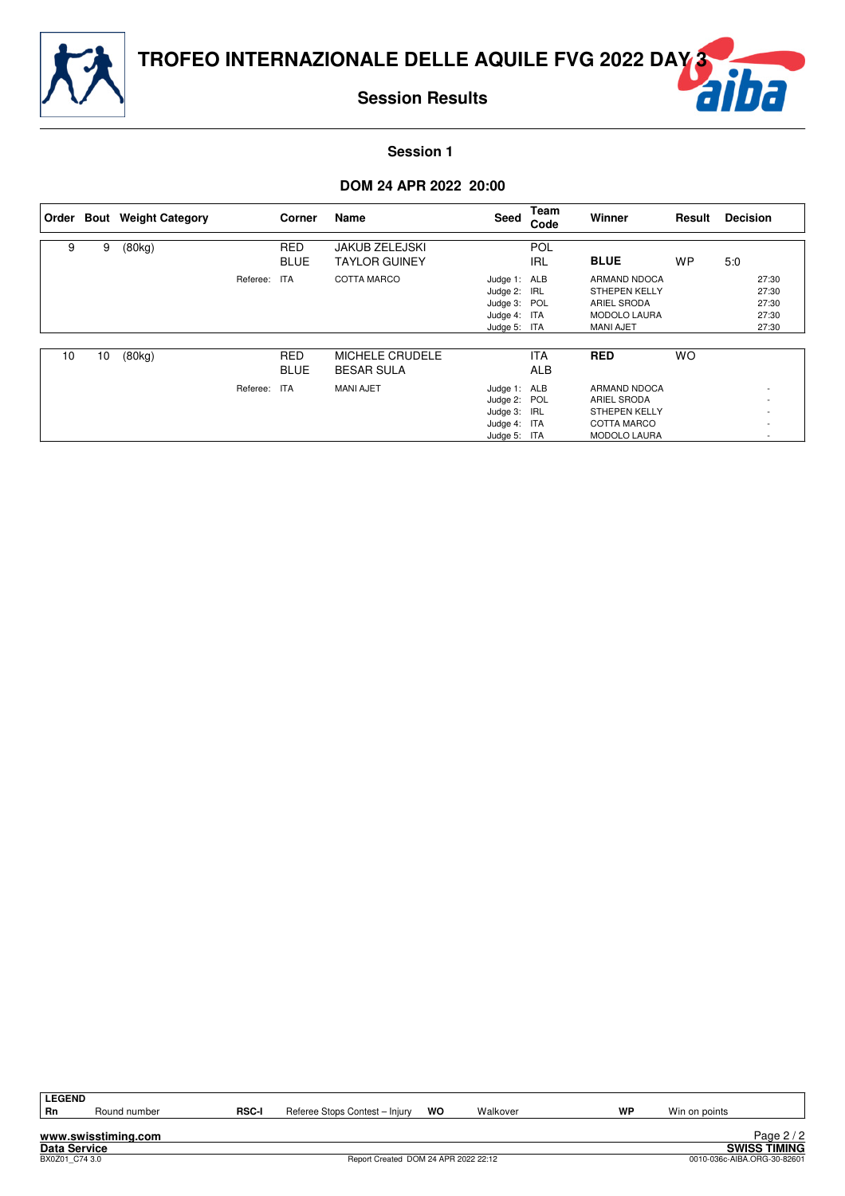# TROFEO INTERNAZIONALE DELLE AQUILE FVG 2022 DAY 3

## Session Results

### Session 1

### DOM 24 APR 2022 20:00

| Order | Bout | Weight Category | Corner | Name | Seed | Team Code | Winner | Result | Decision |
|---|---|---|---|---|---|---|---|---|---|
| 9 | 9 | (80kg) | RED | JAKUB ZELEJSKI | | POL | | | |
| | | | BLUE | TAYLOR GUINEY | | IRL | **BLUE** | WP | 5:0 |
| | | Referee: | ITA | COTTA MARCO | Judge 1: | ALB | ARMAND NDOCA | | 27:30 |
| | | | | | Judge 2: | IRL | STHEPEN KELLY | | 27:30 |
| | | | | | Judge 3: | POL | ARIEL SRODA | | 27:30 |
| | | | | | Judge 4: | ITA | MODOLO LAURA | | 27:30 |
| | | | | | Judge 5: | ITA | MANI AJET | | 27:30 |
| 10 | 10 | (80kg) | RED | MICHELE CRUDELE | | ITA | **RED** | WO | |
| | | | BLUE | BESAR SULA | | ALB | | | |
| | | Referee: | ITA | MANI AJET | Judge 1: | ALB | ARMAND NDOCA | | - |
| | | | | | Judge 2: | POL | ARIEL SRODA | | - |
| | | | | | Judge 3: | IRL | STHEPEN KELLY | | - |
| | | | | | Judge 4: | ITA | COTTA MARCO | | - |
| | | | | | Judge 5: | ITA | MODOLO LAURA | | - |

**LEGEND**

| | | | | | | | |
|---|---|---|---|---|---|---|---|
| **Rn** | Round number | **RSC-I** | Referee Stops Contest – Injury | **WO** | Walkover | **WP** | Win on points |

www.swisstiming.com
Data Service
BX0Z01_C74 3.0
Report Created DOM 24 APR 2022 22:12
SWISS TIMING
0010-036c-AIBA.ORG-30-82601